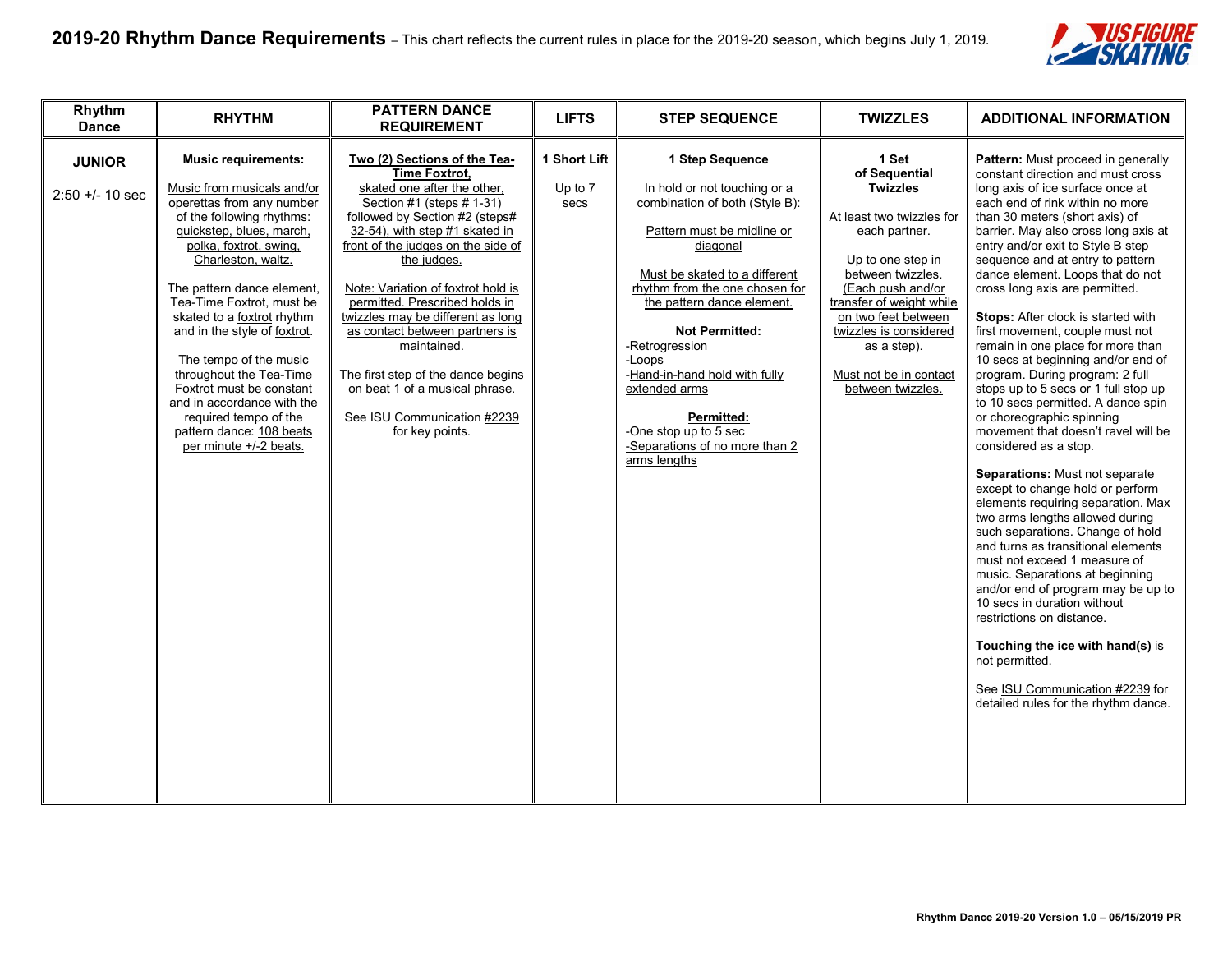# 2019-20 Rhythm Dance Requirements – This chart reflects the current rules in place for the 2019-20 season, which begins July 1, 2019.

| Rhythm Dance | RHYTHM | PATTERN DANCE REQUIREMENT | LIFTS | STEP SEQUENCE | TWIZZLES | ADDITIONAL INFORMATION |
|---|---|---|---|---|---|---|
| **JUNIOR**<br><br>2:50 +/- 10 sec | **Music requirements:**<br><br>Music from musicals and/or operettas from any number of the following rhythms: quickstep, blues, march, polka, foxtrot, swing, Charleston, waltz.<br><br>The pattern dance element, Tea-Time Foxtrot, must be skated to a foxtrot rhythm and in the style of foxtrot.<br><br>The tempo of the music throughout the Tea-Time Foxtrot must be constant and in accordance with the required tempo of the pattern dance: 108 beats per minute +/-2 beats. | **Two (2) Sections of the Tea-Time Foxtrot,** skated one after the other, Section #1 (steps # 1-31) followed by Section #2 (steps# 32-54), with step #1 skated in front of the judges on the side of the judges.<br><br>Note: Variation of foxtrot hold is permitted. Prescribed holds in twizzles may be different as long as contact between partners is maintained.<br><br>The first step of the dance begins on beat 1 of a musical phrase.<br><br>See ISU Communication #2239 for key points. | **1 Short Lift**<br><br>Up to 7 secs | **1 Step Sequence**<br><br>In hold or not touching or a combination of both (Style B):<br><br>Pattern must be midline or diagonal<br><br>Must be skated to a different rhythm from the one chosen for the pattern dance element.<br><br>**Not Permitted:**<br>-Retrogression<br>-Loops<br>-Hand-in-hand hold with fully extended arms<br><br>**Permitted:**<br>-One stop up to 5 sec<br>-Separations of no more than 2 arms lengths | **1 Set of Sequential Twizzles**<br><br>At least two twizzles for each partner.<br><br>Up to one step in between twizzles. (Each push and/or transfer of weight while on two feet between twizzles is considered as a step).<br><br>Must not be in contact between twizzles. | **Pattern:** Must proceed in generally constant direction and must cross long axis of ice surface once at each end of rink within no more than 30 meters (short axis) of barrier. May also cross long axis at entry and/or exit to Style B step sequence and at entry to pattern dance element. Loops that do not cross long axis are permitted.<br><br>**Stops:** After clock is started with first movement, couple must not remain in one place for more than 10 secs at beginning and/or end of program. During program: 2 full stops up to 5 secs or 1 full stop up to 10 secs permitted. A dance spin or choreographic spinning movement that doesn't ravel will be considered as a stop.<br><br>**Separations:** Must not separate except to change hold or perform elements requiring separation. Max two arms lengths allowed during such separations. Change of hold and turns as transitional elements must not exceed 1 measure of music. Separations at beginning and/or end of program may be up to 10 secs in duration without restrictions on distance.<br><br>**Touching the ice with hand(s)** is not permitted.<br><br>See ISU Communication #2239 for detailed rules for the rhythm dance. |

**Rhythm Dance 2019-20 Version 1.0 – 05/15/2019 PR**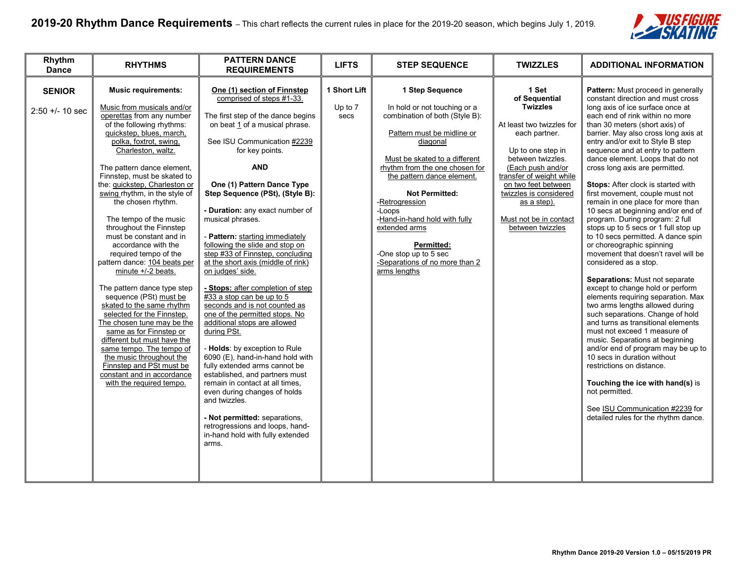# 2019-20 Rhythm Dance Requirements – This chart reflects the current rules in place for the 2019-20 season, which begins July 1, 2019.

| Rhythm Dance | RHYTHMS | PATTERN DANCE REQUIREMENTS | LIFTS | STEP SEQUENCE | TWIZZLES | ADDITIONAL INFORMATION |
|---|---|---|---|---|---|---|
| **SENIOR**<br><br>2:50 +/- 10 sec | **Music requirements:**<br><br>Music from musicals and/or operettas from any number of the following rhythms: quickstep, blues, march, polka, foxtrot, swing, Charleston, waltz.<br><br>The pattern dance element, Finnstep, must be skated to the: quickstep, Charleston or swing rhythm, in the style of the chosen rhythm.<br><br>The tempo of the music throughout the Finnstep must be constant and in accordance with the required tempo of the pattern dance: 104 beats per minute +/-2 beats.<br><br>The pattern dance type step sequence (PSt) must be skated to the same rhythm selected for the Finnstep. The chosen tune may be the same as for Finnstep or different but must have the same tempo. The tempo of the music throughout the Finnstep and PSt must be constant and in accordance with the required tempo. | One (1) section of Finnstep comprised of steps #1-33.<br><br>The first step of the dance begins on beat 1 of a musical phrase.<br><br>See ISU Communication #2239 for key points.<br><br>**AND**<br><br>**One (1) Pattern Dance Type Step Sequence (PSt), (Style B):**<br><br>**- Duration:** any exact number of musical phrases.<br><br>- **Pattern:** starting immediately following the slide and stop on step #33 of Finnstep, concluding at the short axis (middle of rink) on judges' side.<br><br>**- Stops:** after completion of step #33 a stop can be up to 5 seconds and is not counted as one of the permitted stops. No additional stops are allowed during PSt.<br><br>- **Holds**: by exception to Rule 6090 (E), hand-in-hand hold with fully extended arms cannot be established, and partners must remain in contact at all times, even during changes of holds and twizzles.<br><br>**- Not permitted:** separations, retrogressions and loops, hand-in-hand hold with fully extended arms. | **1 Short Lift**<br><br>Up to 7 secs | **1 Step Sequence**<br><br>In hold or not touching or a combination of both (Style B):<br><br>Pattern must be midline or diagonal<br><br>Must be skated to a different rhythm from the one chosen for the pattern dance element.<br><br>**Not Permitted:**<br>-Retrogression<br>-Loops<br>-Hand-in-hand hold with fully extended arms<br><br>**Permitted:**<br>-One stop up to 5 sec<br>-Separations of no more than 2 arms lengths | **1 Set of Sequential Twizzles**<br><br>At least two twizzles for each partner.<br><br>Up to one step in between twizzles. (Each push and/or transfer of weight while on two feet between twizzles is considered as a step).<br><br>Must not be in contact between twizzles | **Pattern:** Must proceed in generally constant direction and must cross long axis of ice surface once at each end of rink within no more than 30 meters (short axis) of barrier. May also cross long axis at entry and/or exit to Style B step sequence and at entry to pattern dance element. Loops that do not cross long axis are permitted.<br><br>**Stops:** After clock is started with first movement, couple must not remain in one place for more than 10 secs at beginning and/or end of program. During program: 2 full stops up to 5 secs or 1 full stop up to 10 secs permitted. A dance spin or choreographic spinning movement that doesn't ravel will be considered as a stop.<br><br>**Separations:** Must not separate except to change hold or perform elements requiring separation. Max two arms lengths allowed during such separations. Change of hold and turns as transitional elements must not exceed 1 measure of music. Separations at beginning and/or end of program may be up to 10 secs in duration without restrictions on distance.<br><br>**Touching the ice with hand(s)** is not permitted.<br><br>See ISU Communication #2239 for detailed rules for the rhythm dance. |

Rhythm Dance 2019-20 Version 1.0 – 05/15/2019 PR